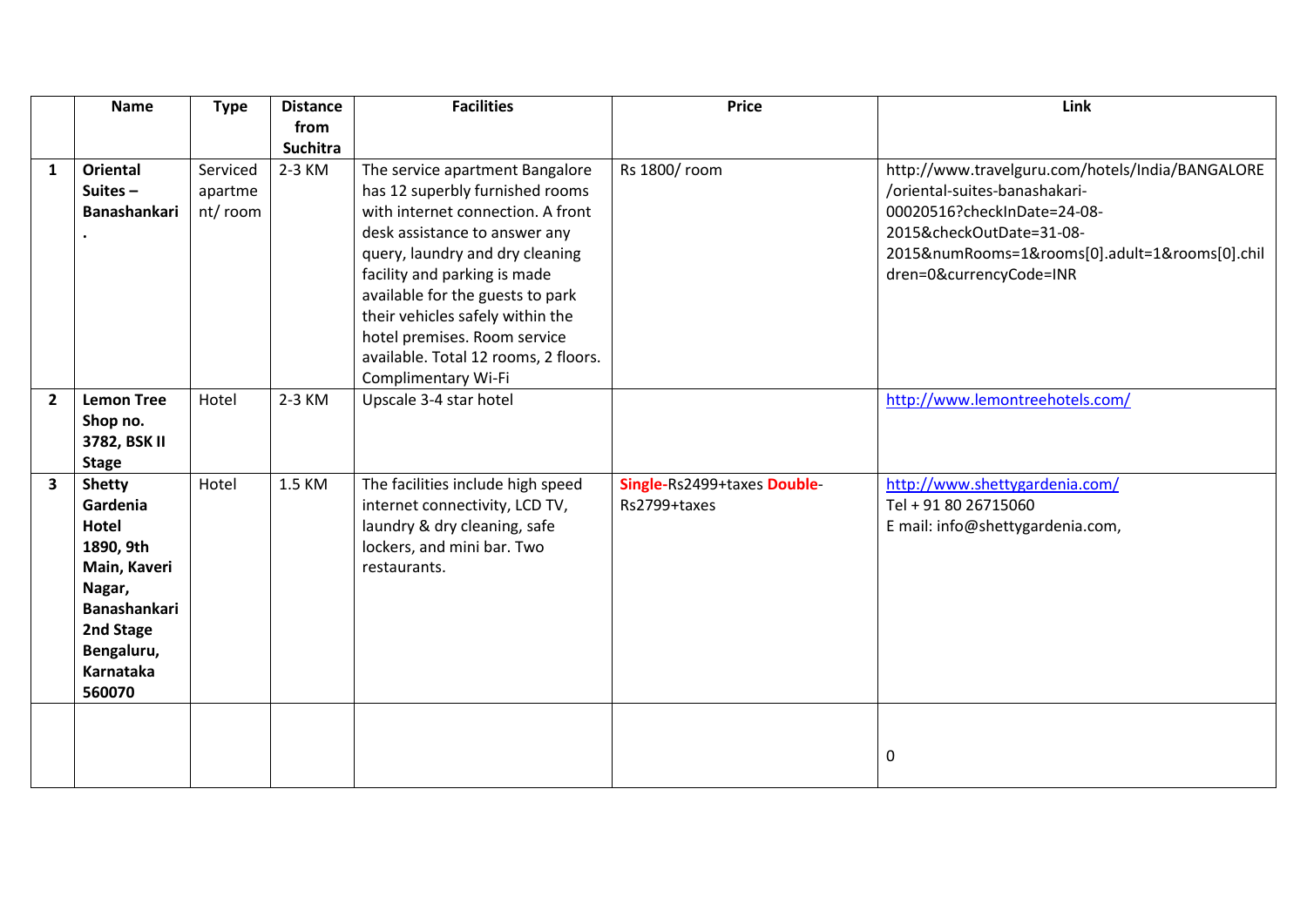| | Name | Type | Distance from Suchitra | Facilities | Price | Link |
|---|---|---|---|---|---|---|
| 1 | **Oriental Suites – Banashankari .** | Serviced apartment/ room | 2-3 KM | The service apartment Bangalore has 12 superbly furnished rooms with internet connection. A front desk assistance to answer any query, laundry and dry cleaning facility and parking is made available for the guests to park their vehicles safely within the hotel premises. Room service available. Total 12 rooms, 2 floors. Complimentary Wi-Fi | Rs 1800/ room | http://www.travelguru.com/hotels/India/BANGALORE/oriental-suites-banashakari-00020516?checkInDate=24-08-2015&checkOutDate=31-08-2015&numRooms=1&rooms[0].adult=1&rooms[0].children=0&currencyCode=INR |
| 2 | **Lemon Tree Shop no. 3782, BSK II Stage** | Hotel | 2-3 KM | Upscale 3-4 star hotel | | http://www.lemontreehotels.com/ |
| 3 | **Shetty Gardenia Hotel 1890, 9th Main, Kaveri Nagar, Banashankari 2nd Stage Bengaluru, Karnataka 560070** | Hotel | 1.5 KM | The facilities include high speed internet connectivity, LCD TV, laundry & dry cleaning, safe lockers, and mini bar. Two restaurants. | **Single**-Rs2499+taxes **Double**-Rs2799+taxes | http://www.shettygardenia.com/ Tel + 91 80 26715060 E mail: info@shettygardenia.com, |
| | | | | | | 0 |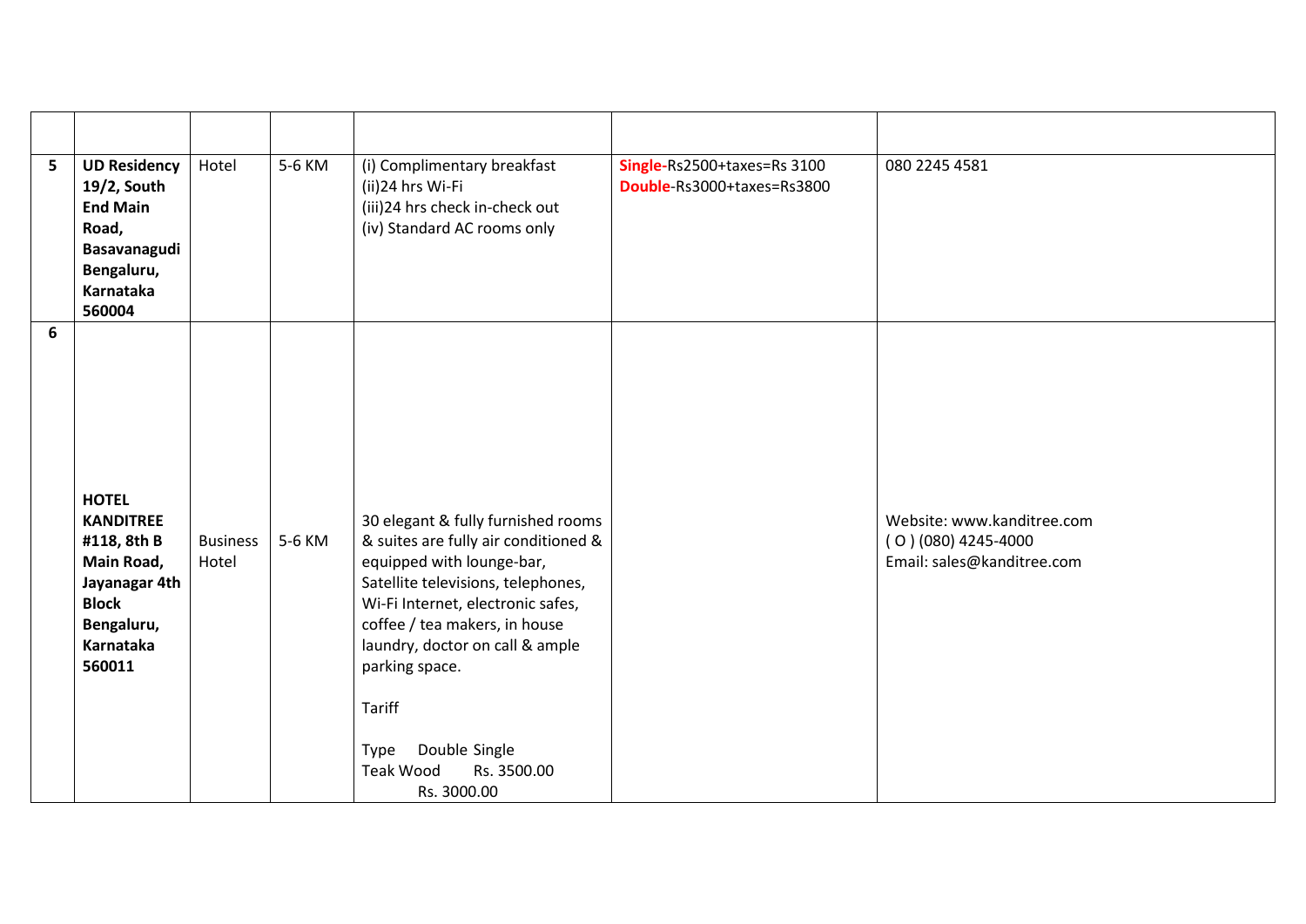| | | | | | | |
|---|---|---|---|---|---|---|
| **5** | **UD Residency 19/2, South End Main Road, Basavanagudi Bengaluru, Karnataka 560004** | Hotel | 5-6 KM | (i) Complimentary breakfast<br>(ii)24 hrs Wi-Fi<br>(iii)24 hrs check in-check out<br>(iv) Standard AC rooms only | **Single**-Rs2500+taxes=Rs 3100<br>**Double**-Rs3000+taxes=Rs3800 | 080 2245 4581 |
| **6** | **HOTEL KANDITREE #118, 8th B Main Road, Jayanagar 4th Block Bengaluru, Karnataka 560011** | Business Hotel | 5-6 KM | 30 elegant & fully furnished rooms & suites are fully air conditioned & equipped with lounge-bar, Satellite televisions, telephones, Wi-Fi Internet, electronic safes, coffee / tea makers, in house laundry, doctor on call & ample parking space.<br><br>Tariff<br><br>Type Double Single<br>Teak Wood Rs. 3500.00 Rs. 3000.00 | | Website: www.kanditree.com<br>( O ) (080) 4245-4000<br>Email: sales@kanditree.com |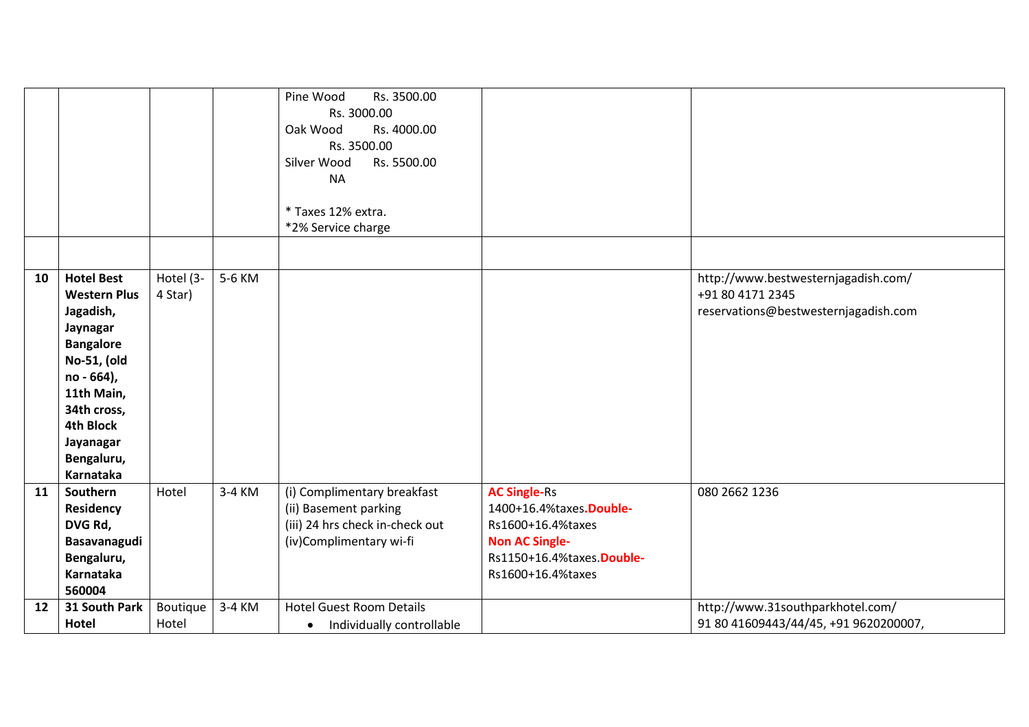| | | | | | | |
|---|---|---|---|---|---|---|
| | | | | Pine Wood Rs. 3500.00 Rs. 3000.00<br>Oak Wood Rs. 4000.00 Rs. 3500.00<br>Silver Wood Rs. 5500.00 NA<br><br>* Taxes 12% extra.<br>*2% Service charge | | |
| | | | | | | |
| 10 | **Hotel Best Western Plus Jagadish, Jaynagar Bangalore No-51, (old no - 664), 11th Main, 34th cross, 4th Block Jayanagar Bengaluru, Karnataka** | Hotel (3-4 Star) | 5-6 KM | | | http://www.bestwesternjagadish.com/<br>+91 80 4171 2345<br>reservations@bestwesternjagadish.com |
| 11 | **Southern Residency DVG Rd, Basavanagudi Bengaluru, Karnataka 560004** | Hotel | 3-4 KM | (i) Complimentary breakfast<br>(ii) Basement parking<br>(iii) 24 hrs check in-check out<br>(iv)Complimentary wi-fi | **AC Single-**Rs 1400+16.4%taxes.**Double-**Rs1600+16.4%taxes<br>**Non AC Single-**Rs1150+16.4%taxes.**Double-**Rs1600+16.4%taxes | 080 2662 1236 |
| 12 | **31 South Park Hotel** | Boutique Hotel | 3-4 KM | Hotel Guest Room Details<br>• Individually controllable | | http://www.31southparkhotel.com/<br>91 80 41609443/44/45, +91 9620200007, |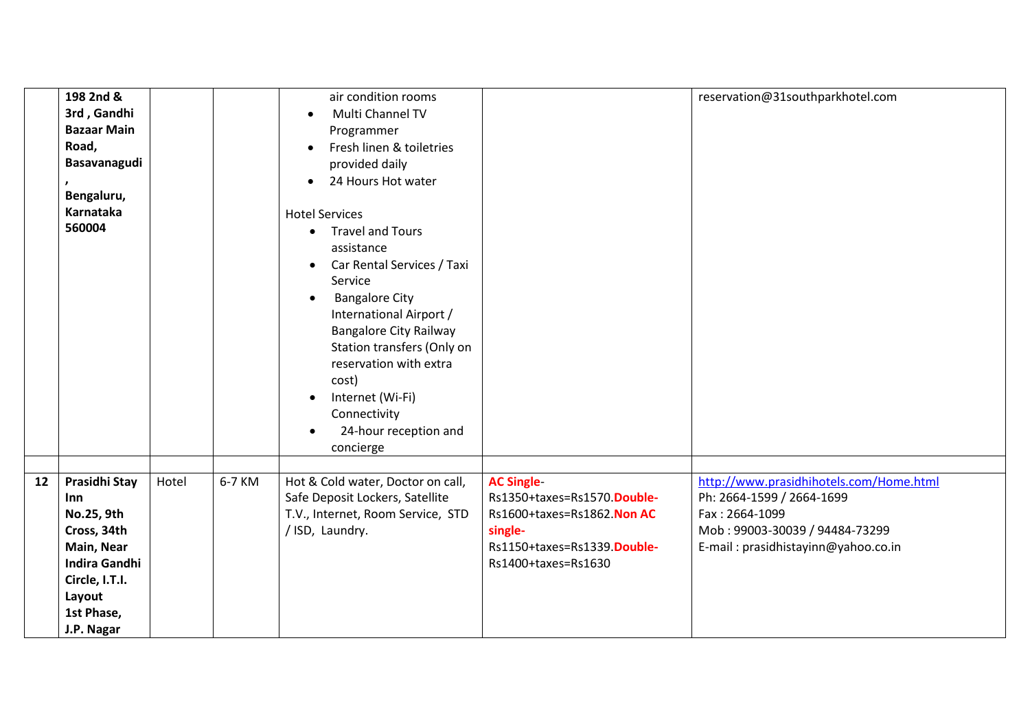|  |  |  |  |  |  |  |
|---|---|---|---|---|---|---|
|  | **198 2nd & 3rd , Gandhi Bazaar Main Road, Basavanagudi , Bengaluru, Karnataka 560004** |  |  | air condition rooms<br>• Multi Channel TV Programmer<br>• Fresh linen & toiletries provided daily<br>• 24 Hours Hot water<br><br>Hotel Services<br>• Travel and Tours assistance<br>• Car Rental Services / Taxi Service<br>• Bangalore City International Airport / Bangalore City Railway Station transfers (Only on reservation with extra cost)<br>• Internet (Wi-Fi) Connectivity<br>• 24-hour reception and concierge |  | reservation@31southparkhotel.com |
|  |  |  |  |  |  |  |
| **12** | **Prasidhi Stay Inn No.25, 9th Cross, 34th Main, Near Indira Gandhi Circle, I.T.I. Layout 1st Phase, J.P. Nagar** | Hotel | 6-7 KM | Hot & Cold water, Doctor on call, Safe Deposit Lockers, Satellite T.V., Internet, Room Service, STD / ISD, Laundry. | **AC Single**-Rs1350+taxes=Rs1570.**Double-**Rs1600+taxes=Rs1862.**Non AC single-**Rs1150+taxes=Rs1339.**Double-**Rs1400+taxes=Rs1630 | http://www.prasidhihotels.com/Home.html<br>Ph: 2664-1599 / 2664-1699<br>Fax : 2664-1099<br>Mob : 99003-30039 / 94484-73299<br>E-mail : prasidhistayinn@yahoo.co.in |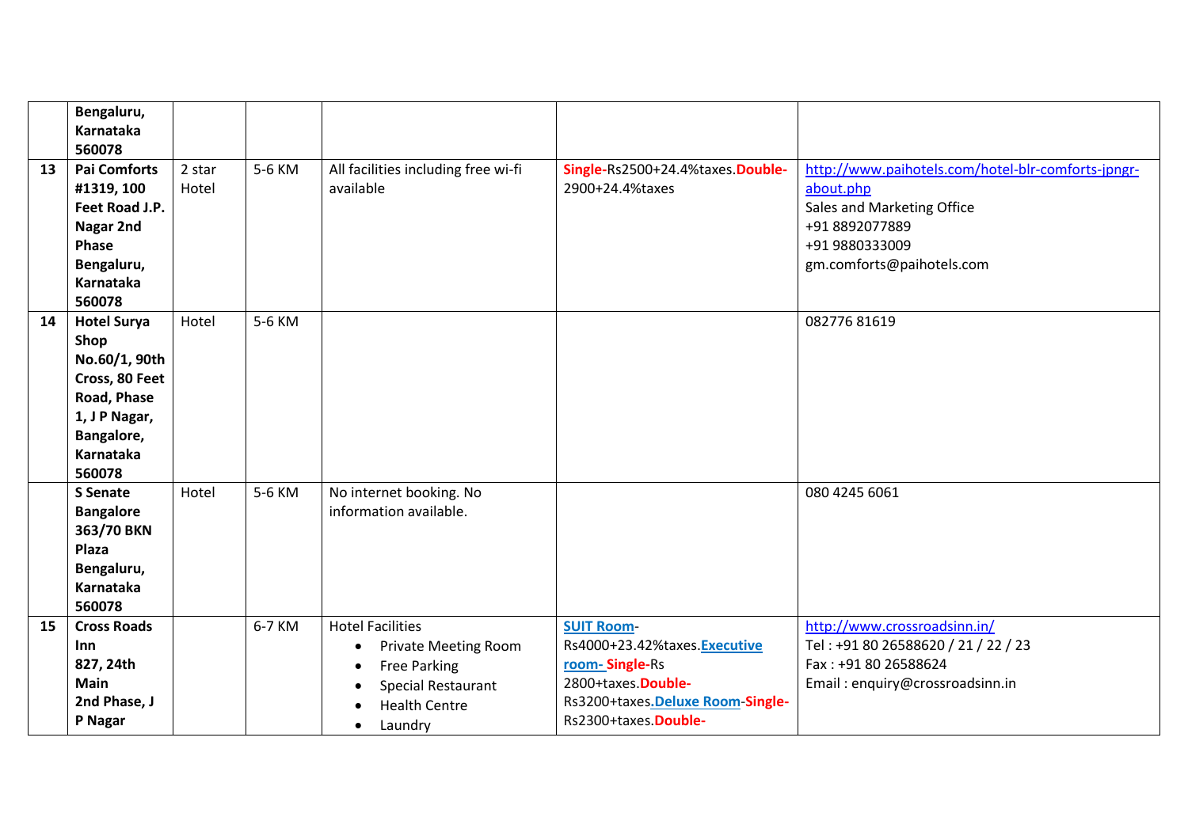|  |  |  |  |  |  |  |
|---|---|---|---|---|---|---|
|  | **Bengaluru, Karnataka 560078** |  |  |  |  |  |
| 13 | **Pai Comforts #1319, 100 Feet Road J.P. Nagar 2nd Phase Bengaluru, Karnataka 560078** | 2 star Hotel | 5-6 KM | All facilities including free wi-fi available | **Single-**Rs2500+24.4%taxes.**Double-**2900+24.4%taxes | http://www.paihotels.com/hotel-blr-comforts-jpngr-about.php<br>Sales and Marketing Office<br>+91 8892077889<br>+91 9880333009<br>gm.comforts@paihotels.com |
| 14 | **Hotel Surya Shop No.60/1, 90th Cross, 80 Feet Road, Phase 1, J P Nagar, Bangalore, Karnataka 560078** | Hotel | 5-6 KM |  |  | 082776 81619 |
|  | **S Senate Bangalore 363/70 BKN Plaza Bengaluru, Karnataka 560078** | Hotel | 5-6 KM | No internet booking. No information available. |  | 080 4245 6061 |
| 15 | **Cross Roads Inn 827, 24th Main 2nd Phase, J P Nagar** |  | 6-7 KM | Hotel Facilities<br>• Private Meeting Room<br>• Free Parking<br>• Special Restaurant<br>• Health Centre<br>• Laundry | **SUIT Room**-Rs4000+23.42%taxes.**Executive room-** **Single-**Rs 2800+taxes.**Double-**Rs3200+taxes.**Deluxe Room**-**Single-**Rs2300+taxes.**Double-** | http://www.crossroadsinn.in/<br>Tel : +91 80 26588620 / 21 / 22 / 23<br>Fax : +91 80 26588624<br>Email : enquiry@crossroadsinn.in |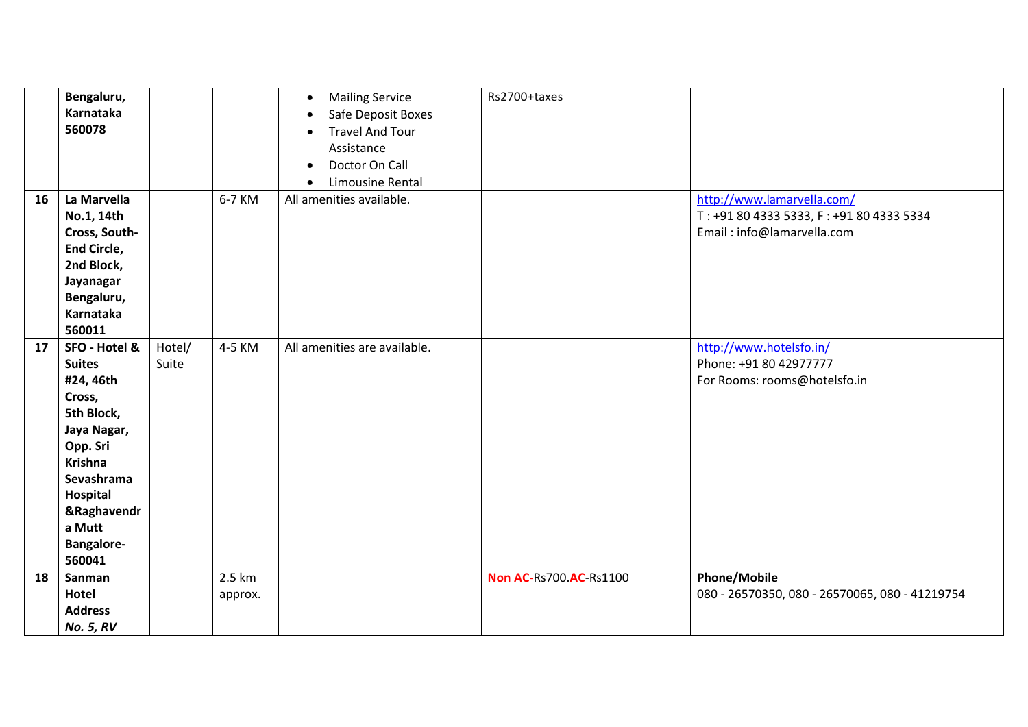| | | | | | | |
|---|---|---|---|---|---|---|
| | **Bengaluru, Karnataka 560078** | | | • Mailing Service<br>• Safe Deposit Boxes<br>• Travel And Tour Assistance<br>• Doctor On Call<br>• Limousine Rental | Rs2700+taxes | |
| **16** | **La Marvella No.1, 14th Cross, South-End Circle, 2nd Block, Jayanagar Bengaluru, Karnataka 560011** | | 6-7 KM | All amenities available. | | http://www.lamarvella.com/<br>T : +91 80 4333 5333, F : +91 80 4333 5334<br>Email : info@lamarvella.com |
| **17** | **SFO - Hotel & Suites #24, 46th Cross, 5th Block, Jaya Nagar, Opp. Sri Krishna Sevashrama Hospital &Raghavendra Mutt Bangalore-560041** | Hotel/ Suite | 4-5 KM | All amenities are available. | | http://www.hotelsfo.in/<br>Phone: +91 80 42977777<br>For Rooms: rooms@hotelsfo.in |
| **18** | **Sanman Hotel Address** ***No. 5, RV*** | | 2.5 km approx. | | **Non AC**-Rs700.**AC**-Rs1100 | **Phone/Mobile**<br>080 - 26570350, 080 - 26570065, 080 - 41219754 |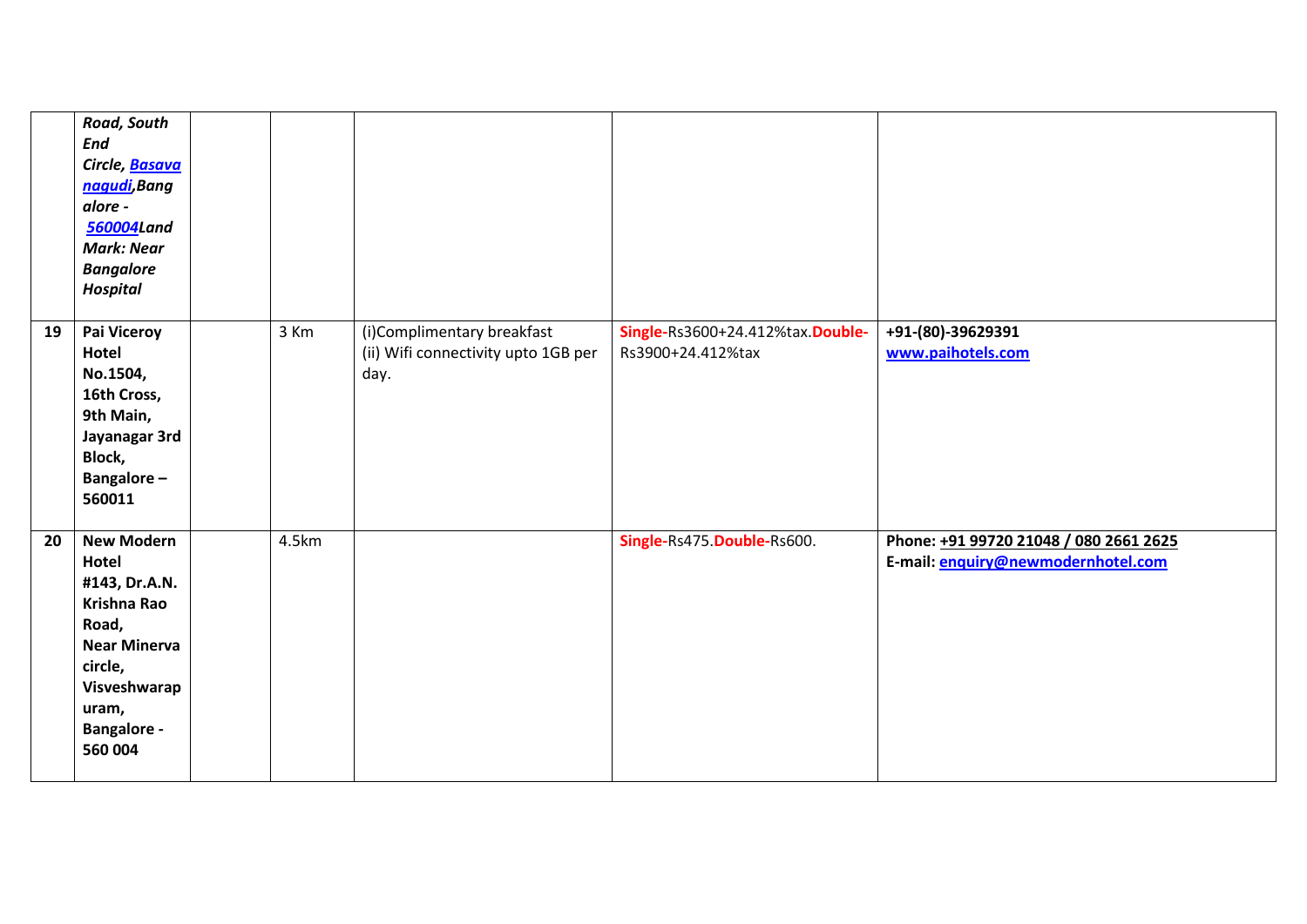| | | | | | | |
|---|---|---|---|---|---|---|
| | ***Road, South End Circle, Basavanagudi,Bangalore - 560004Land Mark: Near Bangalore Hospital*** | | | | | |
| **19** | **Pai Viceroy Hotel No.1504, 16th Cross, 9th Main, Jayanagar 3rd Block, Bangalore – 560011** | | 3 Km | (i)Complimentary breakfast (ii) Wifi connectivity upto 1GB per day. | **Single-**Rs3600+24.412%tax.**Double-**Rs3900+24.412%tax | **+91-(80)-39629391** **www.paihotels.com** |
| **20** | **New Modern Hotel #143, Dr.A.N. Krishna Rao Road, Near Minerva circle, Visveshwarapuram, Bangalore - 560 004** | | 4.5km | | **Single-**Rs475.**Double-**Rs600. | **Phone: +91 99720 21048 / 080 2661 2625** **E-mail: enquiry@newmodernhotel.com** |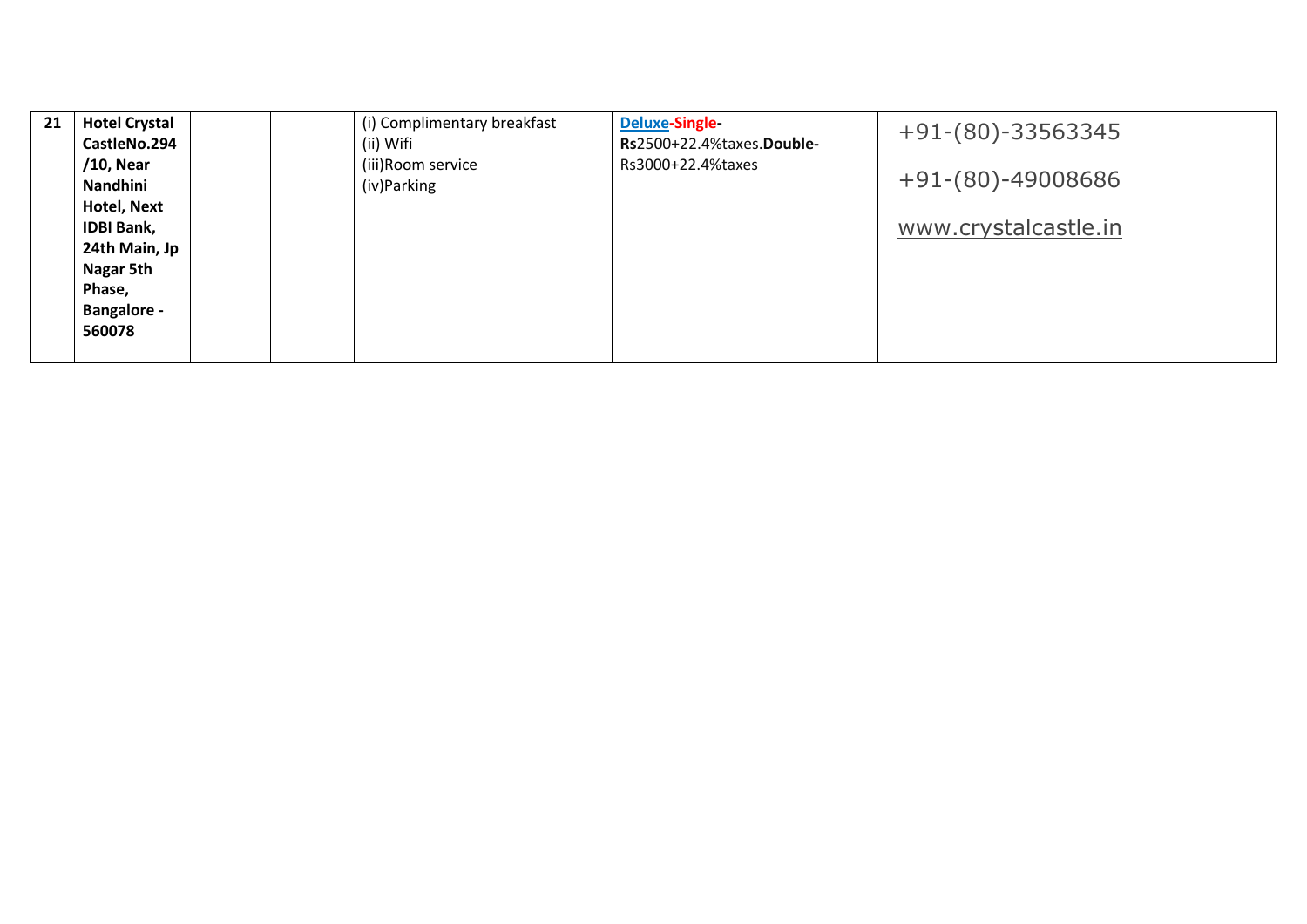| | | | | | | |
|---|---|---|---|---|---|---|
| **21** | **Hotel Crystal CastleNo.294 /10, Near Nandhini Hotel, Next IDBI Bank, 24th Main, Jp Nagar 5th Phase, Bangalore - 560078** | | | (i) Complimentary breakfast<br>(ii) Wifi<br>(iii)Room service<br>(iv)Parking | **Deluxe-Single-**<br>**Rs**2500+22.4%taxes.**Double-**<br>Rs3000+22.4%taxes | +91-(80)-33563345<br><br>+91-(80)-49008686<br><br>www.crystalcastle.in |